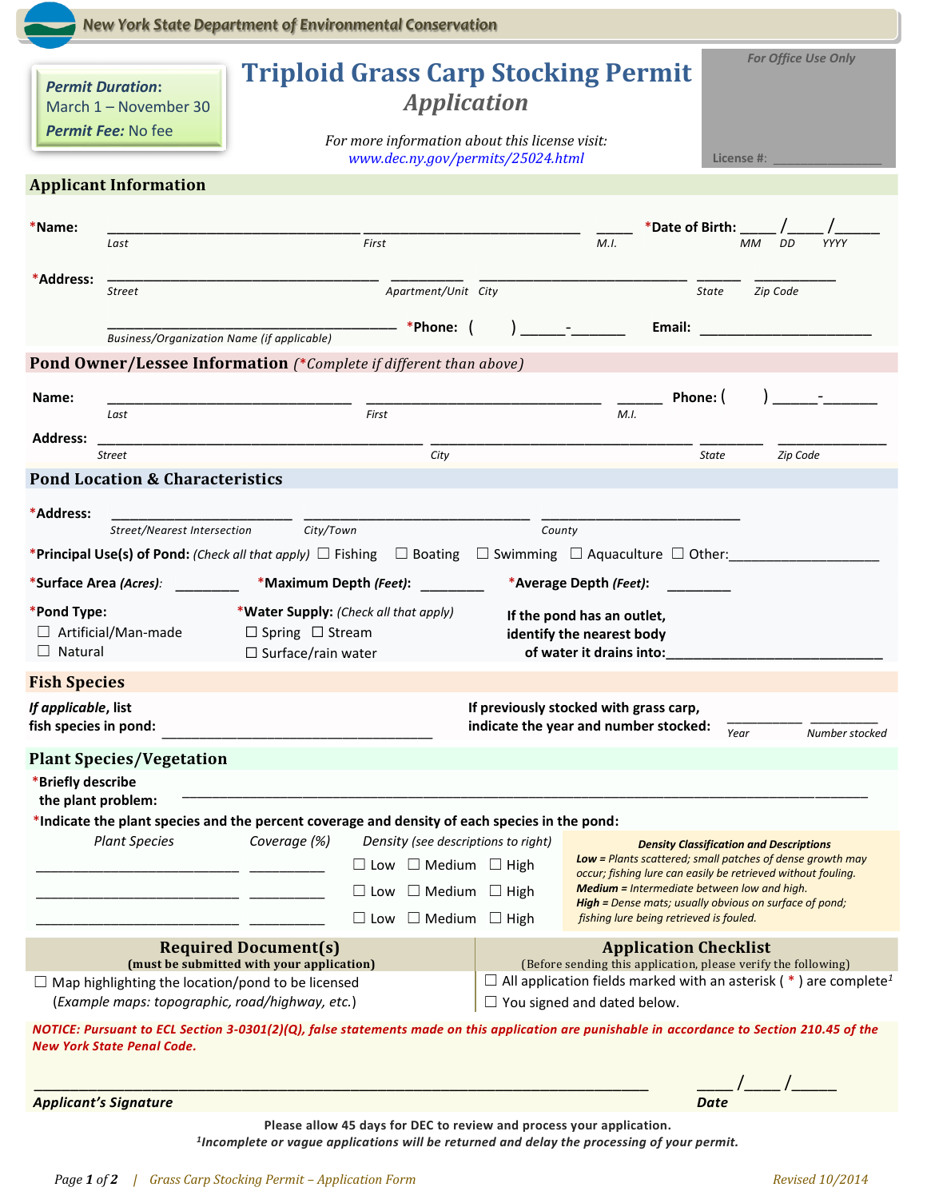New York State Department of Environmental Conservation

**Permit Duration:** March 1 – November 30

**Permit Fee:** No fee

# Triploid Grass Carp Stocking Permit

## *Application*

*For more information about this license visit:*
*www.dec.ny.gov/permits/25024.html*

*For Office Use Only*

License #: ________________

## Applicant Information

***Name:** ________________________________ (Last) ________________________________ (First) _____ (M.I.)  ***Date of Birth:** ____ /____ /______ (MM DD YYYY)

***Address:** ________________________________ (Street) __________ (Apartment/Unit) ________________________ (City) ______ (State) __________ (Zip Code)

________________________________ (Business/Organization Name (if applicable))  ***Phone:** (     ) ______-_______  **Email:** ______________________

## Pond Owner/Lessee Information (*Complete if different than above)

**Name:** ________________________________ (Last) ________________________________ (First) ______ (M.I.)  **Phone:** (     ) ______-_______

**Address:** ________________________________ (Street) ________________________________ (City) ________ (State) ____________ (Zip Code)

## Pond Location & Characteristics

***Address:** ______________________ (Street/Nearest Intersection) ______________________ (City/Town) ______________________ (County)

***Principal Use(s) of Pond:** *(Check all that apply)* ☐ Fishing ☐ Boating ☐ Swimming ☐ Aquaculture ☐ Other:____________________

***Surface Area** *(Acres)*: ________  ***Maximum Depth** *(Feet)*: ________  ***Average Depth** *(Feet)*: ________

***Pond Type:**
☐ Artificial/Man-made
☐ Natural

***Water Supply:** *(Check all that apply)*
☐ Spring ☐ Stream
☐ Surface/rain water

**If the pond has an outlet, identify the nearest body of water it drains into:**____________________________

## Fish Species

***If applicable*, list fish species in pond:** ________________________________

**If previously stocked with grass carp, indicate the year and number stocked:** __________ (Year) _________ (Number stocked)

## Plant Species/Vegetation

***Briefly describe the plant problem:** ____________________________________________________________

***Indicate the plant species and the percent coverage and density of each species in the pond:**

| *Plant Species* | *Coverage (%)* | *Density (see descriptions to right)* |
|---|---|---|
| __________________________ | __________ | ☐ Low ☐ Medium ☐ High |
| __________________________ | __________ | ☐ Low ☐ Medium ☐ High |
| __________________________ | __________ | ☐ Low ☐ Medium ☐ High |

**Density Classification and Descriptions**

***Low** = Plants scattered; small patches of dense growth may occur; fishing lure can easily be retrieved without fouling.*
***Medium** = Intermediate between low and high.*
***High** = Dense mats; usually obvious on surface of pond; fishing lure being retrieved is fouled.*

## Required Document(s)

**(must be submitted with your application)**

☐ Map highlighting the location/pond to be licensed (*Example maps: topographic, road/highway, etc.*)

## Application Checklist

(Before sending this application, please verify the following)

☐ All application fields marked with an asterisk ( * ) are complete[1]
☐ You signed and dated below.

***NOTICE: Pursuant to ECL Section 3-0301(2)(Q), false statements made on this application are punishable in accordance to Section 210.45 of the New York State Penal Code.***

______________________________________________________________ ***Applicant's Signature***  ____ /____ /_____ ***Date***

**Please allow 45 days for DEC to review and process your application.**

[1]***Incomplete or vague applications will be returned and delay the processing of your permit.***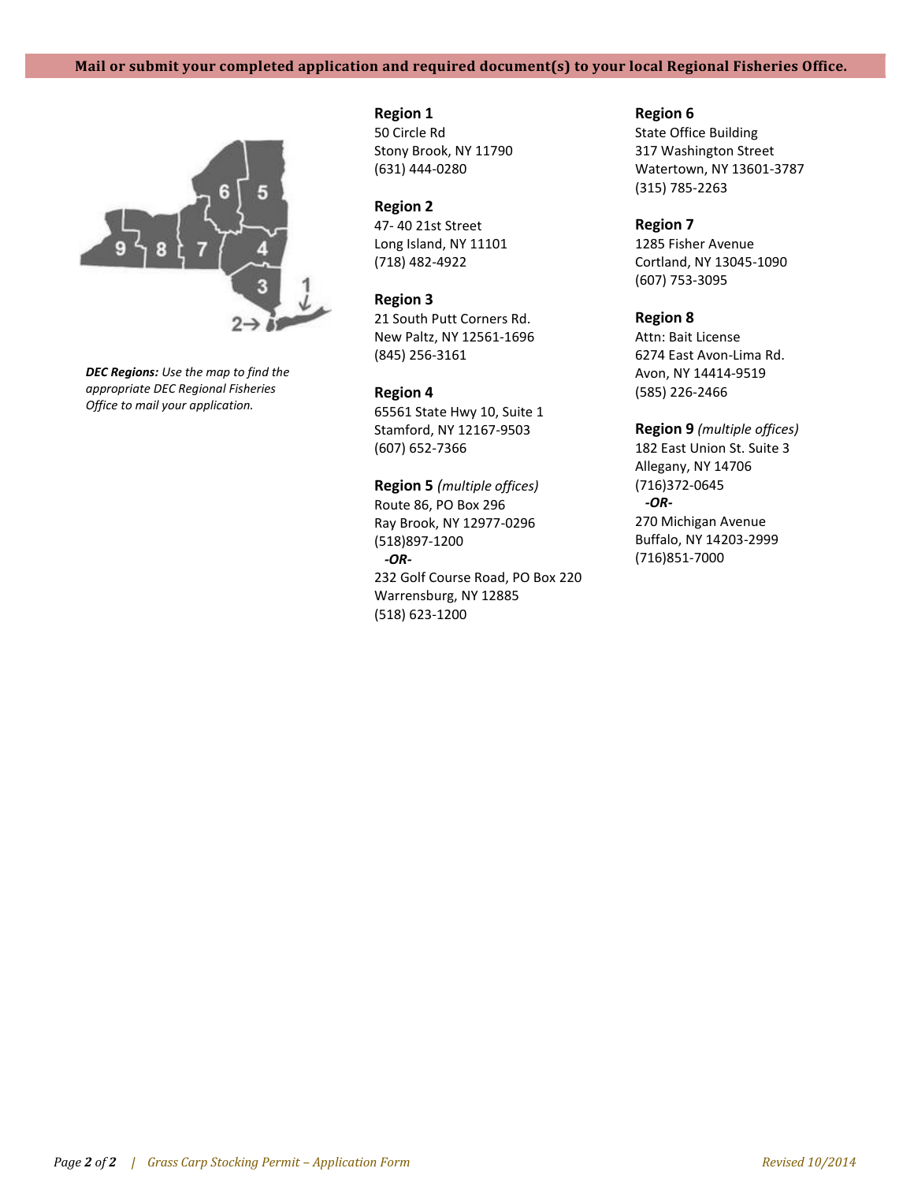**Mail or submit your completed application and required document(s) to your local Regional Fisheries Office.**

9 8 7 6 5 4 3 2→ 1

***DEC Regions:*** *Use the map to find the appropriate DEC Regional Fisheries Office to mail your application.*

**Region 1**
50 Circle Rd
Stony Brook, NY 11790
(631) 444-0280

**Region 2**
47- 40 21st Street
Long Island, NY 11101
(718) 482-4922

**Region 3**
21 South Putt Corners Rd.
New Paltz, NY 12561-1696
(845) 256-3161

**Region 4**
65561 State Hwy 10, Suite 1
Stamford, NY 12167-9503
(607) 652-7366

**Region 5** *(multiple offices)*
Route 86, PO Box 296
Ray Brook, NY 12977-0296
(518)897-1200
***-OR-***
232 Golf Course Road, PO Box 220
Warrensburg, NY 12885
(518) 623-1200

**Region 6**
State Office Building
317 Washington Street
Watertown, NY 13601-3787
(315) 785-2263

**Region 7**
1285 Fisher Avenue
Cortland, NY 13045-1090
(607) 753-3095

**Region 8**
Attn: Bait License
6274 East Avon-Lima Rd.
Avon, NY 14414-9519
(585) 226-2466

**Region 9** *(multiple offices)*
182 East Union St. Suite 3
Allegany, NY 14706
(716)372-0645
***-OR-***
270 Michigan Avenue
Buffalo, NY 14203-2999
(716)851-7000